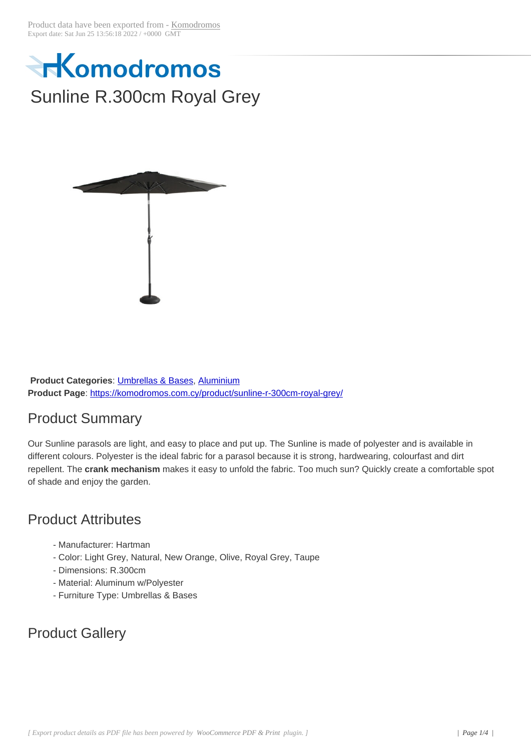Product data have been exported from - Komodromos
Export date: Sat Jun 25 13:56:18 2022 / +0000 GMT

# Sunline R.300cm Royal Grey

**Product Categories**: Umbrellas & Bases, Aluminium
**Product Page**: https://komodromos.com.cy/product/sunline-r-300cm-royal-grey/

## Product Summary

Our Sunline parasols are light, and easy to place and put up. The Sunline is made of polyester and is available in different colours. Polyester is the ideal fabric for a parasol because it is strong, hardwearing, colourfast and dirt repellent. The **crank mechanism** makes it easy to unfold the fabric. Too much sun? Quickly create a comfortable spot of shade and enjoy the garden.

## Product Attributes

- Manufacturer: Hartman
- Color: Light Grey, Natural, New Orange, Olive, Royal Grey, Taupe
- Dimensions: R.300cm
- Material: Aluminum w/Polyester
- Furniture Type: Umbrellas & Bases

## Product Gallery